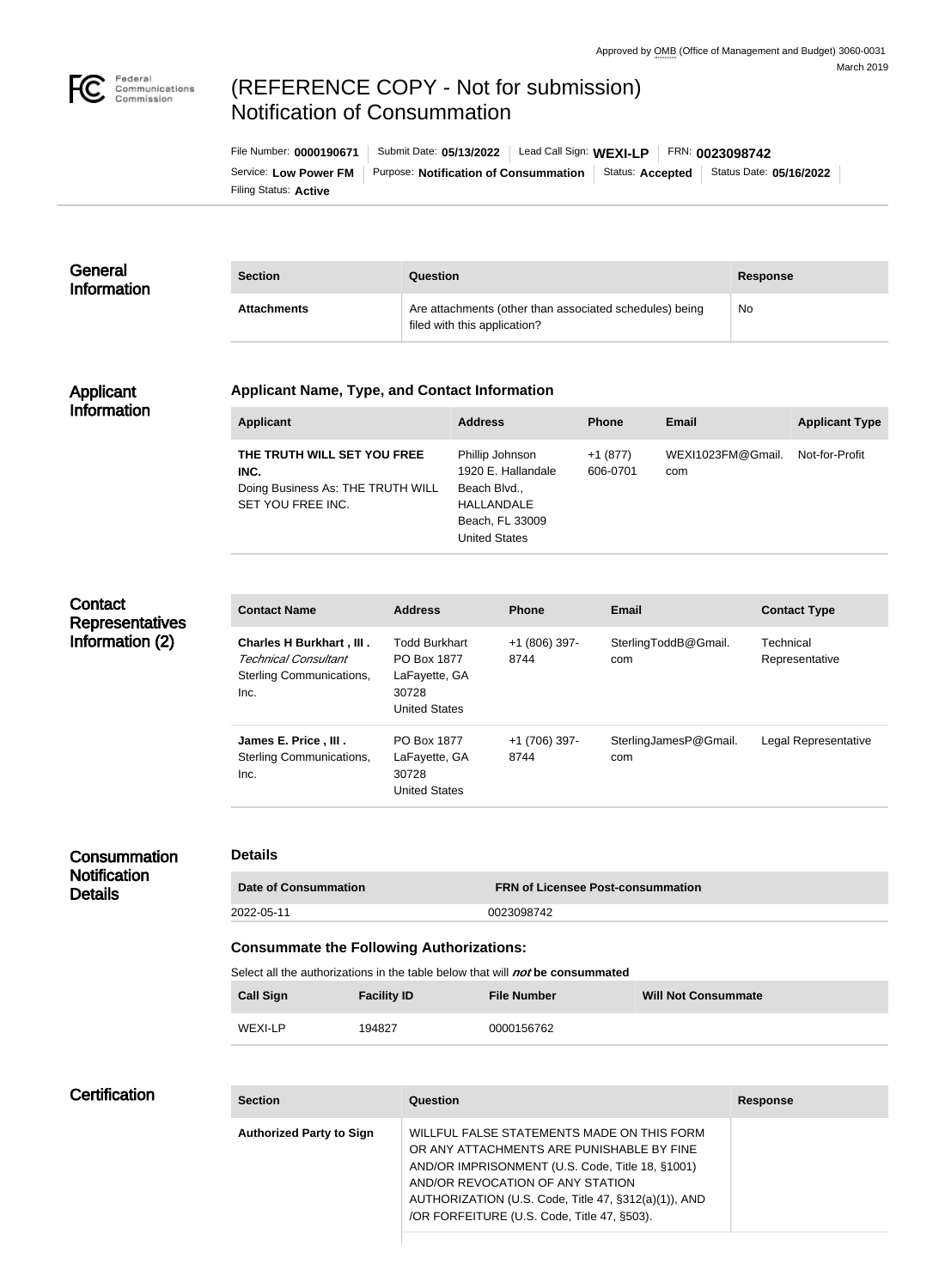Approved by OMB (Office of Management and Budget) 3060-0031
March 2019

# (REFERENCE COPY - Not for submission) Notification of Consummation

File Number: **0000190671** | Submit Date: **05/13/2022** | Lead Call Sign: **WEXI-LP** | FRN: **0023098742**
Service: **Low Power FM** | Purpose: **Notification of Consummation** | Status: **Accepted** | Status Date: **05/16/2022**
Filing Status: **Active**

## General Information

| Section | Question | Response |
| --- | --- | --- |
| **Attachments** | Are attachments (other than associated schedules) being filed with this application? | No |

## Applicant Information

### Applicant Name, Type, and Contact Information

| Applicant | Address | Phone | Email | Applicant Type |
| --- | --- | --- | --- | --- |
| **THE TRUTH WILL SET YOU FREE INC.** Doing Business As: THE TRUTH WILL SET YOU FREE INC. | Phillip Johnson 1920 E. Hallandale Beach Blvd., HALLANDALE Beach, FL 33009 United States | +1 (877) 606-0701 | WEXI1023FM@Gmail.com | Not-for-Profit |

## Contact Representatives Information (2)

| Contact Name | Address | Phone | Email | Contact Type |
| --- | --- | --- | --- | --- |
| **Charles H Burkhart , III .** *Technical Consultant* Sterling Communications, Inc. | Todd Burkhart PO Box 1877 LaFayette, GA 30728 United States | +1 (806) 397-8744 | SterlingToddB@Gmail.com | Technical Representative |
| **James E. Price , III .** Sterling Communications, Inc. | PO Box 1877 LaFayette, GA 30728 United States | +1 (706) 397-8744 | SterlingJamesP@Gmail.com | Legal Representative |

## Consummation Notification Details

### Details

| Date of Consummation | FRN of Licensee Post-consummation |
| --- | --- |
| 2022-05-11 | 0023098742 |

### Consummate the Following Authorizations:

Select all the authorizations in the table below that will ***not*** **be consummated**

| Call Sign | Facility ID | File Number | Will Not Consummate |
| --- | --- | --- | --- |
| WEXI-LP | 194827 | 0000156762 | |

## Certification

| Section | Question | Response |
| --- | --- | --- |
| **Authorized Party to Sign** | WILLFUL FALSE STATEMENTS MADE ON THIS FORM OR ANY ATTACHMENTS ARE PUNISHABLE BY FINE AND/OR IMPRISONMENT (U.S. Code, Title 18, §1001) AND/OR REVOCATION OF ANY STATION AUTHORIZATION (U.S. Code, Title 47, §312(a)(1)), AND /OR FORFEITURE (U.S. Code, Title 47, §503). | |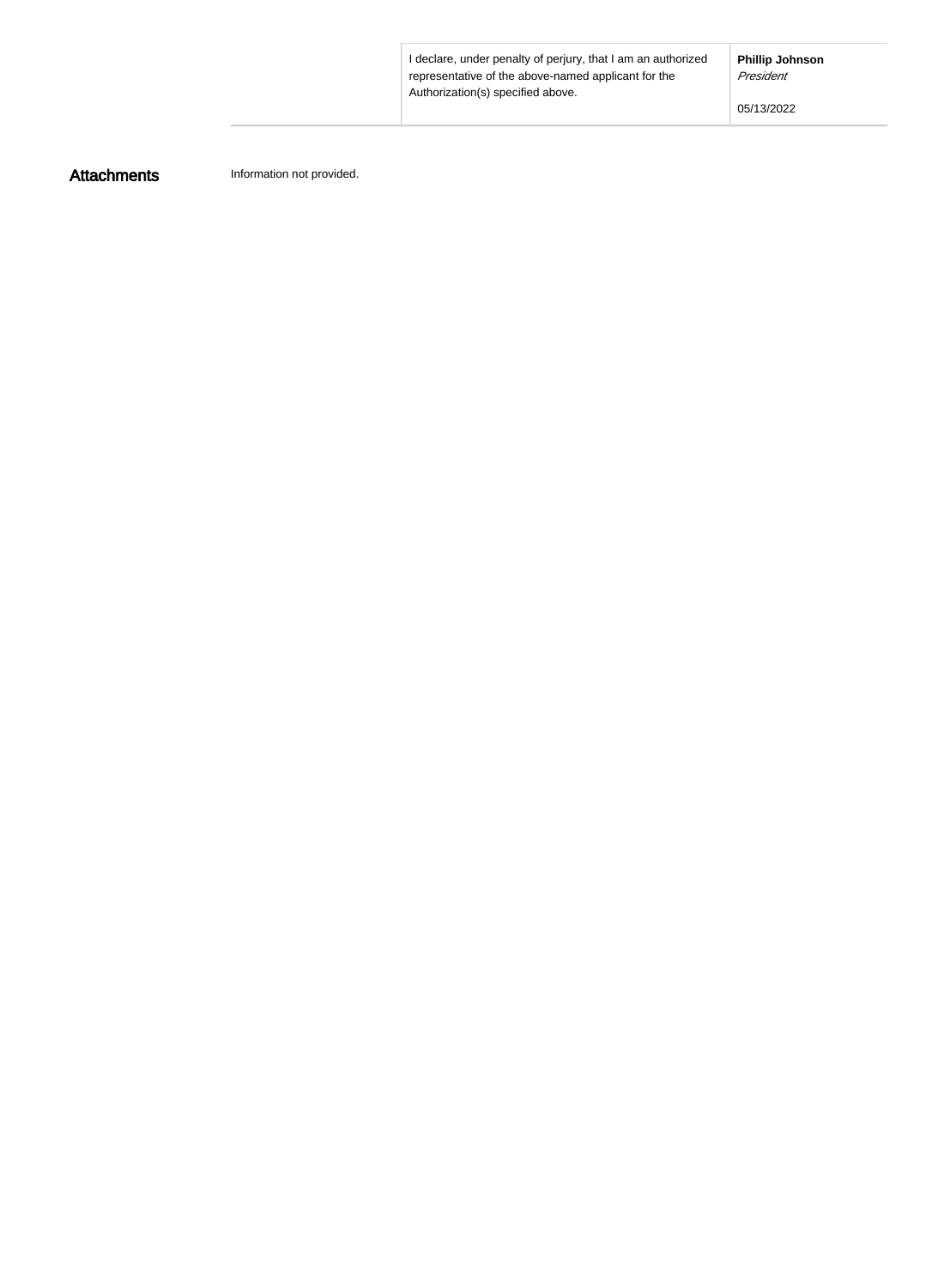| | | |
|---|---|---|
| | I declare, under penalty of perjury, that I am an authorized representative of the above-named applicant for the Authorization(s) specified above. | **Phillip Johnson**<br>*President*<br><br>05/13/2022 |

## Attachments

Information not provided.